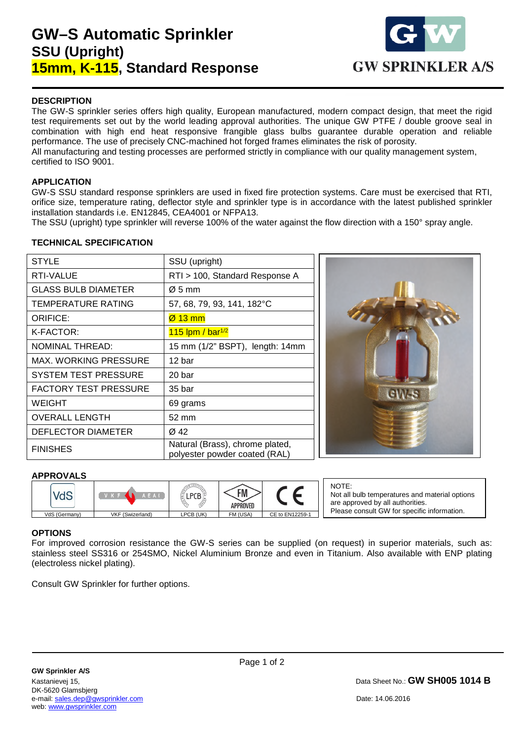# GW–S Automatic Sprinkler
## SSU (Upright)
## 15mm, K-115, Standard Response

GW SPRINKLER A/S

### DESCRIPTION

The GW-S sprinkler series offers high quality, European manufactured, modern compact design, that meet the rigid test requirements set out by the world leading approval authorities. The unique GW PTFE / double groove seal in combination with high end heat responsive frangible glass bulbs guarantee durable operation and reliable performance. The use of precisely CNC-machined hot forged frames eliminates the risk of porosity.
All manufacturing and testing processes are performed strictly in compliance with our quality management system, certified to ISO 9001.

### APPLICATION

GW-S SSU standard response sprinklers are used in fixed fire protection systems. Care must be exercised that RTI, orifice size, temperature rating, deflector style and sprinkler type is in accordance with the latest published sprinkler installation standards i.e. EN12845, CEA4001 or NFPA13.
The SSU (upright) type sprinkler will reverse 100% of the water against the flow direction with a 150° spray angle.

### TECHNICAL SPECIFICATION

| STYLE | SSU (upright) |
|---|---|
| RTI-VALUE | RTI > 100, Standard Response A |
| GLASS BULB DIAMETER | Ø 5 mm |
| TEMPERATURE RATING | 57, 68, 79, 93, 141, 182°C |
| ORIFICE: | Ø 13 mm |
| K-FACTOR: | 115 lpm / bar$^{1/2}$ |
| NOMINAL THREAD: | 15 mm (1/2" BSPT), length: 14mm |
| MAX. WORKING PRESSURE | 12 bar |
| SYSTEM TEST PRESSURE | 20 bar |
| FACTORY TEST PRESSURE | 35 bar |
| WEIGHT | 69 grams |
| OVERALL LENGTH | 52 mm |
| DEFLECTOR DIAMETER | Ø 42 |
| FINISHES | Natural (Brass), chrome plated, polyester powder coated (RAL) |

### APPROVALS

| VdS (Germany) | VKF (Swizerland) | LPCB (UK) | FM (USA) | CE to EN12259-1 |
|---|---|---|---|---|

NOTE:
Not all bulb temperatures and material options are approved by all authorities.
Please consult GW for specific information.

### OPTIONS

For improved corrosion resistance the GW-S series can be supplied (on request) in superior materials, such as: stainless steel SS316 or 254SMO, Nickel Aluminium Bronze and even in Titanium. Also available with ENP plating (electroless nickel plating).

Consult GW Sprinkler for further options.

**GW Sprinkler A/S**
Kastanievej 15,
DK-5620 Glamsbjerg
e-mail: sales.dep@gwsprinkler.com
web: www.gwsprinkler.com

Data Sheet No.: **GW SH005 1014 B**

Date: 14.06.2016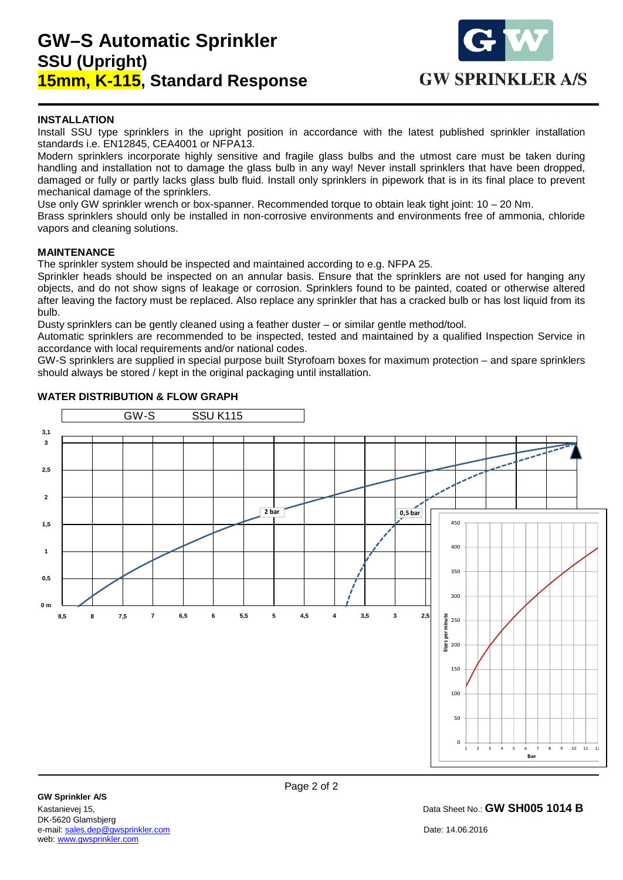# GW–S Automatic Sprinkler
## SSU (Upright)
## 15mm, K-115, Standard Response

GW SPRINKLER A/S

### INSTALLATION

Install SSU type sprinklers in the upright position in accordance with the latest published sprinkler installation standards i.e. EN12845, CEA4001 or NFPA13.

Modern sprinklers incorporate highly sensitive and fragile glass bulbs and the utmost care must be taken during handling and installation not to damage the glass bulb in any way! Never install sprinklers that have been dropped, damaged or fully or partly lacks glass bulb fluid. Install only sprinklers in pipework that is in its final place to prevent mechanical damage of the sprinklers.

Use only GW sprinkler wrench or box-spanner. Recommended torque to obtain leak tight joint: 10 – 20 Nm.

Brass sprinklers should only be installed in non-corrosive environments and environments free of ammonia, chloride vapors and cleaning solutions.

### MAINTENANCE

The sprinkler system should be inspected and maintained according to e.g. NFPA 25.

Sprinkler heads should be inspected on an annular basis. Ensure that the sprinklers are not used for hanging any objects, and do not show signs of leakage or corrosion. Sprinklers found to be painted, coated or otherwise altered after leaving the factory must be replaced. Also replace any sprinkler that has a cracked bulb or has lost liquid from its bulb.

Dusty sprinklers can be gently cleaned using a feather duster – or similar gentle method/tool.

Automatic sprinklers are recommended to be inspected, tested and maintained by a qualified Inspection Service in accordance with local requirements and/or national codes.

GW-S sprinklers are supplied in special purpose built Styrofoam boxes for maximum protection – and spare sprinklers should always be stored / kept in the original packaging until installation.

### WATER DISTRIBUTION & FLOW GRAPH

GW-S SSU K115

3,1
3
2,5
2
1,5
1
0,5
0 m

8,5 8 7,5 7 6,5 6 5,5 5 4,5 4 3,5 3 2,5

2 bar
0,5 bar

liters per minute
450 400 350 300 250 200 150 100 50 0
1 2 3 4 5 6 7 8 9 10 11 12
Bar

**GW Sprinkler A/S**
Kastanievej 15,
DK-5620 Glamsbjerg
e-mail: sales.dep@gwsprinkler.com
web: www.gwsprinkler.com

Data Sheet No.: **GW SH005 1014 B**

Date: 14.06.2016